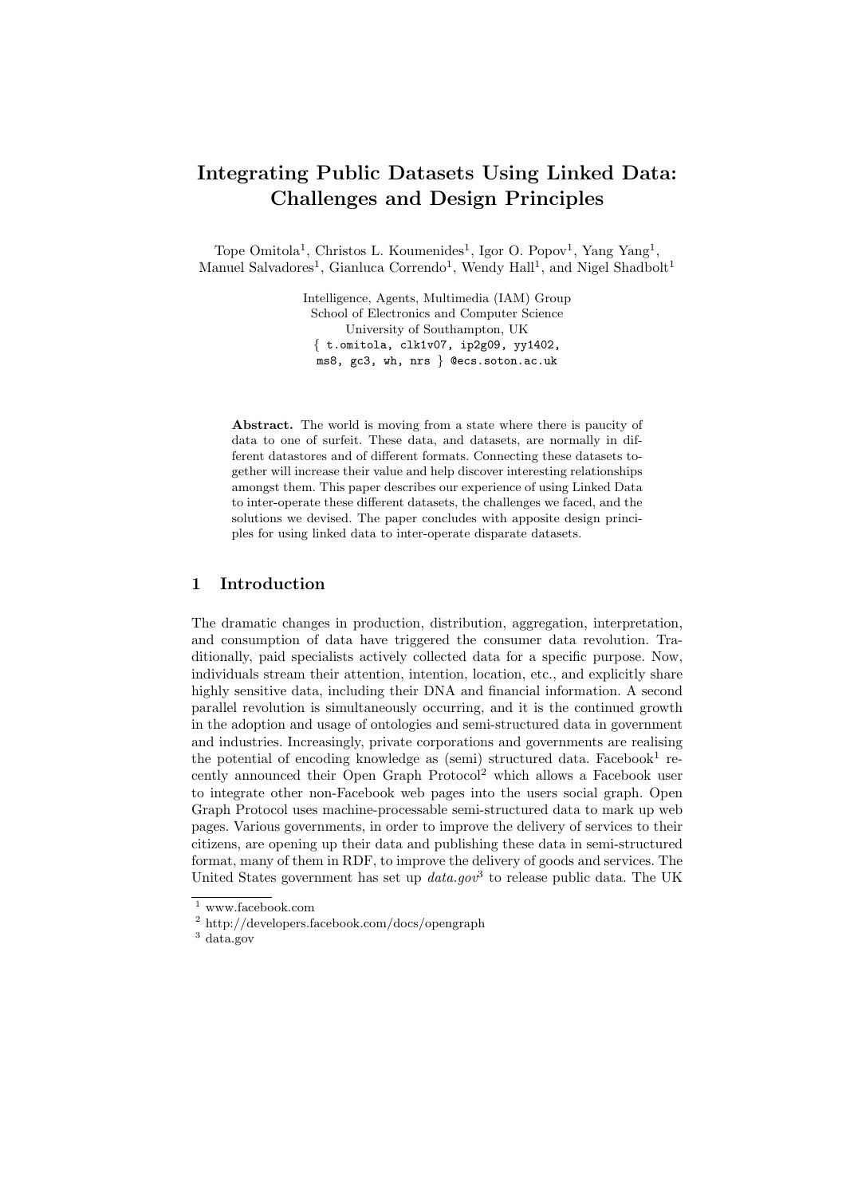# Integrating Public Datasets Using Linked Data: Challenges and Design Principles

Tope Omitola[1], Christos L. Koumenides[1], Igor O. Popov[1], Yang Yang[1], Manuel Salvadores[1], Gianluca Correndo[1], Wendy Hall[1], and Nigel Shadbolt[1]

Intelligence, Agents, Multimedia (IAM) Group
School of Electronics and Computer Science
University of Southampton, UK
{ t.omitola, clk1v07, ip2g09, yy1402, ms8, gc3, wh, nrs } @ecs.soton.ac.uk

**Abstract.** The world is moving from a state where there is paucity of data to one of surfeit. These data, and datasets, are normally in different datastores and of different formats. Connecting these datasets together will increase their value and help discover interesting relationships amongst them. This paper describes our experience of using Linked Data to inter-operate these different datasets, the challenges we faced, and the solutions we devised. The paper concludes with apposite design principles for using linked data to inter-operate disparate datasets.

## 1 Introduction

The dramatic changes in production, distribution, aggregation, interpretation, and consumption of data have triggered the consumer data revolution. Traditionally, paid specialists actively collected data for a specific purpose. Now, individuals stream their attention, intention, location, etc., and explicitly share highly sensitive data, including their DNA and financial information. A second parallel revolution is simultaneously occurring, and it is the continued growth in the adoption and usage of ontologies and semi-structured data in government and industries. Increasingly, private corporations and governments are realising the potential of encoding knowledge as (semi) structured data. Facebook[1] recently announced their Open Graph Protocol[2] which allows a Facebook user to integrate other non-Facebook web pages into the users social graph. Open Graph Protocol uses machine-processable semi-structured data to mark up web pages. Various governments, in order to improve the delivery of services to their citizens, are opening up their data and publishing these data in semi-structured format, many of them in RDF, to improve the delivery of goods and services. The United States government has set up *data.gov*[3] to release public data. The UK

[1] www.facebook.com

[2] http://developers.facebook.com/docs/opengraph

[3] data.gov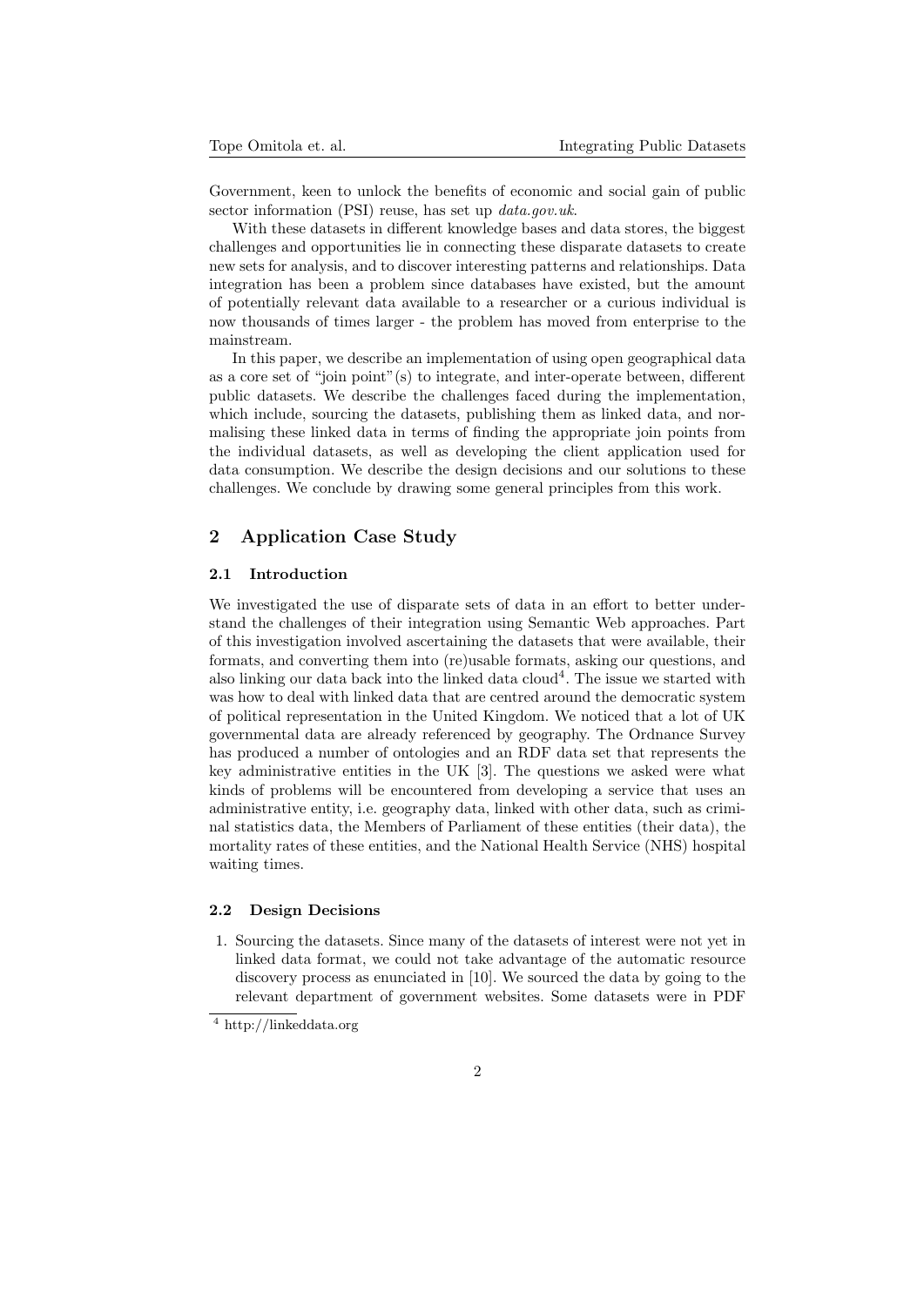Government, keen to unlock the benefits of economic and social gain of public sector information (PSI) reuse, has set up *data.gov.uk*.

With these datasets in different knowledge bases and data stores, the biggest challenges and opportunities lie in connecting these disparate datasets to create new sets for analysis, and to discover interesting patterns and relationships. Data integration has been a problem since databases have existed, but the amount of potentially relevant data available to a researcher or a curious individual is now thousands of times larger - the problem has moved from enterprise to the mainstream.

In this paper, we describe an implementation of using open geographical data as a core set of "join point"(s) to integrate, and inter-operate between, different public datasets. We describe the challenges faced during the implementation, which include, sourcing the datasets, publishing them as linked data, and normalising these linked data in terms of finding the appropriate join points from the individual datasets, as well as developing the client application used for data consumption. We describe the design decisions and our solutions to these challenges. We conclude by drawing some general principles from this work.

## 2 Application Case Study

### 2.1 Introduction

We investigated the use of disparate sets of data in an effort to better understand the challenges of their integration using Semantic Web approaches. Part of this investigation involved ascertaining the datasets that were available, their formats, and converting them into (re)usable formats, asking our questions, and also linking our data back into the linked data cloud[4]. The issue we started with was how to deal with linked data that are centred around the democratic system of political representation in the United Kingdom. We noticed that a lot of UK governmental data are already referenced by geography. The Ordnance Survey has produced a number of ontologies and an RDF data set that represents the key administrative entities in the UK [3]. The questions we asked were what kinds of problems will be encountered from developing a service that uses an administrative entity, i.e. geography data, linked with other data, such as criminal statistics data, the Members of Parliament of these entities (their data), the mortality rates of these entities, and the National Health Service (NHS) hospital waiting times.

### 2.2 Design Decisions

1. Sourcing the datasets. Since many of the datasets of interest were not yet in linked data format, we could not take advantage of the automatic resource discovery process as enunciated in [10]. We sourced the data by going to the relevant department of government websites. Some datasets were in PDF

[4] http://linkeddata.org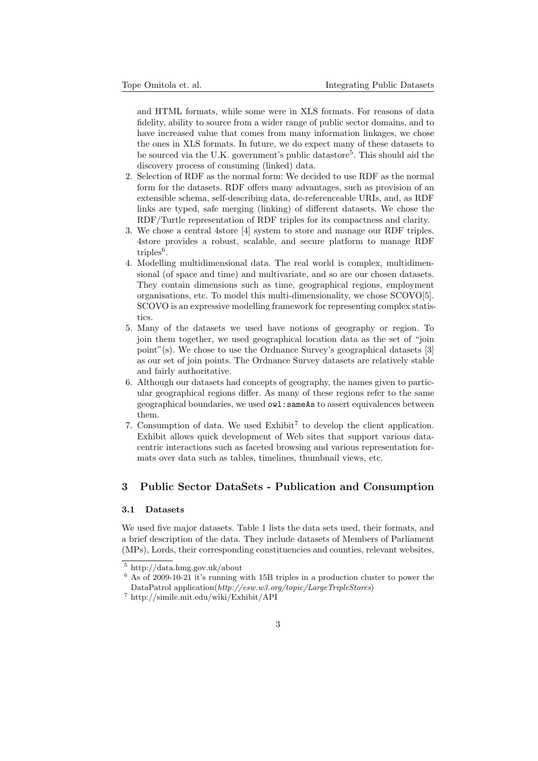and HTML formats, while some were in XLS formats. For reasons of data fidelity, ability to source from a wider range of public sector domains, and to have increased value that comes from many information linkages, we chose the ones in XLS formats. In future, we do expect many of these datasets to be sourced via the U.K. government's public datastore[5]. This should aid the discovery process of consuming (linked) data.

2. Selection of RDF as the normal form: We decided to use RDF as the normal form for the datasets. RDF offers many advantages, such as provision of an extensible schema, self-describing data, de-referenceable URIs, and, as RDF links are typed, safe merging (linking) of different datasets. We chose the RDF/Turtle representation of RDF triples for its compactness and clarity.
3. We chose a central 4store [4] system to store and manage our RDF triples. 4store provides a robust, scalable, and secure platform to manage RDF triples[6].
4. Modelling multidimensional data. The real world is complex, multidimensional (of space and time) and multivariate, and so are our chosen datasets. They contain dimensions such as time, geographical regions, employment organisations, etc. To model this multi-dimensionality, we chose SCOVO[5]. SCOVO is an expressive modelling framework for representing complex statistics.
5. Many of the datasets we used have notions of geography or region. To join them together, we used geographical location data as the set of "join point"(s). We chose to use the Ordnance Survey's geographical datasets [3] as our set of join points. The Ordnance Survey datasets are relatively stable and fairly authoritative.
6. Although our datasets had concepts of geography, the names given to particular geographical regions differ. As many of these regions refer to the same geographical boundaries, we used `owl:sameAs` to assert equivalences between them.
7. Consumption of data. We used Exhibit[7] to develop the client application. Exhibit allows quick development of Web sites that support various data-centric interactions such as faceted browsing and various representation formats over data such as tables, timelines, thumbnail views, etc.

## 3 Public Sector DataSets - Publication and Consumption

### 3.1 Datasets

We used five major datasets. Table 1 lists the data sets used, their formats, and a brief description of the data. They include datasets of Members of Parliament (MPs), Lords, their corresponding constituencies and counties, relevant websites,

[5] http://data.hmg.gov.uk/about

[6] As of 2009-10-21 it's running with 15B triples in a production cluster to power the DataPatrol application(*http://esw.w3.org/topic/LargeTripleStores*)

[7] http://simile.mit.edu/wiki/Exhibit/API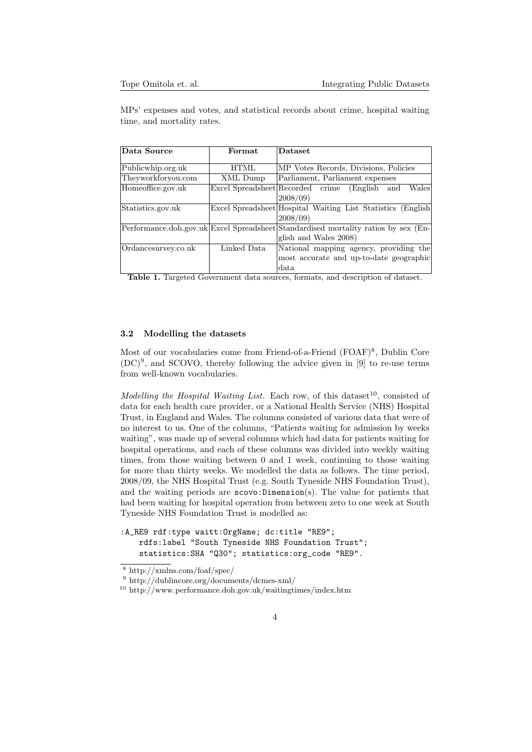MPs' expenses and votes, and statistical records about crime, hospital waiting time, and mortality rates.

| Data Source | Format | Dataset |
| --- | --- | --- |
| Publicwhip.org.uk | HTML | MP Votes Records, Divisions, Policies |
| Theyworkforyou.com | XML Dump | Parliament, Parliament expenses |
| Homeoffice.gov.uk | Excel Spreadsheet | Recorded crime (English and Wales 2008/09) |
| Statistics.gov.uk | Excel Spreadsheet | Hospital Waiting List Statistics (English 2008/09) |
| Performance.doh.gov.uk | Excel Spreadsheet | Standardised mortality ratios by sex (English and Wales 2008) |
| Ordancesurvey.co.uk | Linked Data | National mapping agency, providing the most accurate and up-to-date geographic data |

**Table 1.** Targeted Government data sources, formats, and description of dataset.

### 3.2 Modelling the datasets

Most of our vocabularies come from Friend-of-a-Friend (FOAF)[8], Dublin Core (DC)[9], and SCOVO, thereby following the advice given in [9] to re-use terms from well-known vocabularies.

*Modelling the Hospital Waiting List.* Each row, of this dataset[10], consisted of data for each health care provider, or a National Health Service (NHS) Hospital Trust, in England and Wales. The columns consisted of various data that were of no interest to us. One of the columns, "Patients waiting for admission by weeks waiting", was made up of several columns which had data for patients waiting for hospital operations, and each of these columns was divided into weekly waiting times, from those waiting between 0 and 1 week, continuing to those waiting for more than thirty weeks. We modelled the data as follows. The time period, 2008/09, the NHS Hospital Trust (e.g. South Tyneside NHS Foundation Trust), and the waiting periods are `scovo:Dimension`(s). The value for patients that had been waiting for hospital operation from between zero to one week at South Tyneside NHS Foundation Trust is modelled as:

```
:A_RE9 rdf:type waitt:OrgName; dc:title "RE9";
    rdfs:label "South Tyneside NHS Foundation Trust";
    statistics:SHA "Q30"; statistics:org_code "RE9".
```

[8] http://xmlns.com/foaf/spec/

[9] http://dublincore.org/documents/dcmes-xml/

[10] http://www.performance.doh.gov.uk/waitingtimes/index.htm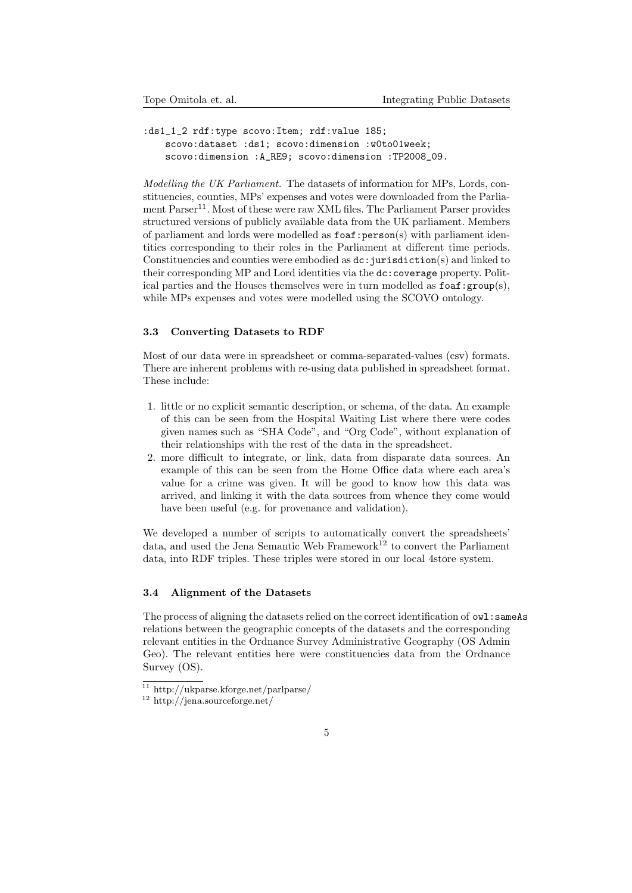```
:ds1_1_2 rdf:type scovo:Item; rdf:value 185;
    scovo:dataset :ds1; scovo:dimension :w0to01week;
    scovo:dimension :A_RE9; scovo:dimension :TP2008_09.
```

*Modelling the UK Parliament.* The datasets of information for MPs, Lords, constituencies, counties, MPs' expenses and votes were downloaded from the Parliament Parser[11]. Most of these were raw XML files. The Parliament Parser provides structured versions of publicly available data from the UK parliament. Members of parliament and lords were modelled as `foaf:person`(s) with parliament identities corresponding to their roles in the Parliament at different time periods. Constituencies and counties were embodied as `dc:jurisdiction`(s) and linked to their corresponding MP and Lord identities via the `dc:coverage` property. Political parties and the Houses themselves were in turn modelled as `foaf:group`(s), while MPs expenses and votes were modelled using the SCOVO ontology.

### 3.3 Converting Datasets to RDF

Most of our data were in spreadsheet or comma-separated-values (csv) formats. There are inherent problems with re-using data published in spreadsheet format. These include:

1. little or no explicit semantic description, or schema, of the data. An example of this can be seen from the Hospital Waiting List where there were codes given names such as "SHA Code", and "Org Code", without explanation of their relationships with the rest of the data in the spreadsheet.
2. more difficult to integrate, or link, data from disparate data sources. An example of this can be seen from the Home Office data where each area's value for a crime was given. It will be good to know how this data was arrived, and linking it with the data sources from whence they come would have been useful (e.g. for provenance and validation).

We developed a number of scripts to automatically convert the spreadsheets' data, and used the Jena Semantic Web Framework[12] to convert the Parliament data, into RDF triples. These triples were stored in our local 4store system.

### 3.4 Alignment of the Datasets

The process of aligning the datasets relied on the correct identification of `owl:sameAs` relations between the geographic concepts of the datasets and the corresponding relevant entities in the Ordnance Survey Administrative Geography (OS Admin Geo). The relevant entities here were constituencies data from the Ordnance Survey (OS).

[11] http://ukparse.kforge.net/parlparse/

[12] http://jena.sourceforge.net/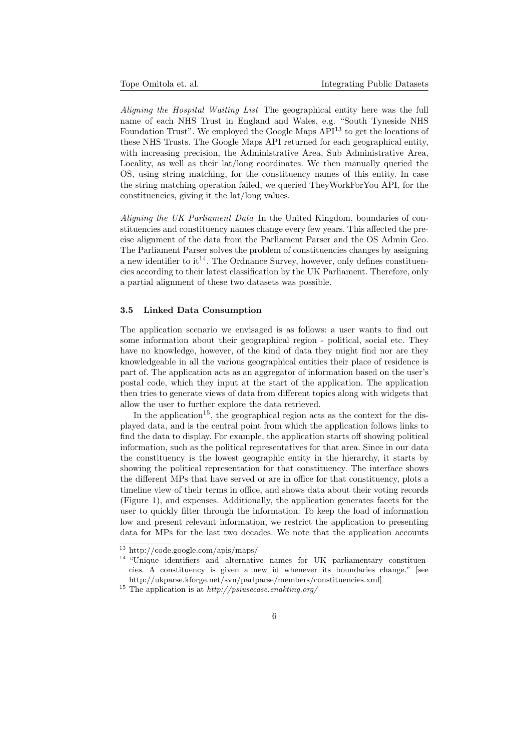*Aligning the Hospital Waiting List* The geographical entity here was the full name of each NHS Trust in England and Wales, e.g. "South Tyneside NHS Foundation Trust". We employed the Google Maps API[13] to get the locations of these NHS Trusts. The Google Maps API returned for each geographical entity, with increasing precision, the Administrative Area, Sub Administrative Area, Locality, as well as their lat/long coordinates. We then manually queried the OS, using string matching, for the constituency names of this entity. In case the string matching operation failed, we queried TheyWorkForYou API, for the constituencies, giving it the lat/long values.

*Aligning the UK Parliament Data* In the United Kingdom, boundaries of constituencies and constituency names change every few years. This affected the precise alignment of the data from the Parliament Parser and the OS Admin Geo. The Parliament Parser solves the problem of constituencies changes by assigning a new identifier to it[14]. The Ordnance Survey, however, only defines constituencies according to their latest classification by the UK Parliament. Therefore, only a partial alignment of these two datasets was possible.

### 3.5 Linked Data Consumption

The application scenario we envisaged is as follows: a user wants to find out some information about their geographical region - political, social etc. They have no knowledge, however, of the kind of data they might find nor are they knowledgeable in all the various geographical entities their place of residence is part of. The application acts as an aggregator of information based on the user's postal code, which they input at the start of the application. The application then tries to generate views of data from different topics along with widgets that allow the user to further explore the data retrieved.

In the application[15], the geographical region acts as the context for the displayed data, and is the central point from which the application follows links to find the data to display. For example, the application starts off showing political information, such as the political representatives for that area. Since in our data the constituency is the lowest geographic entity in the hierarchy, it starts by showing the political representation for that constituency. The interface shows the different MPs that have served or are in office for that constituency, plots a timeline view of their terms in office, and shows data about their voting records (Figure 1), and expenses. Additionally, the application generates facets for the user to quickly filter through the information. To keep the load of information low and present relevant information, we restrict the application to presenting data for MPs for the last two decades. We note that the application accounts

---

[13] http://code.google.com/apis/maps/

[14] "Unique identifiers and alternative names for UK parliamentary constituencies. A constituency is given a new id whenever its boundaries change." [see http://ukparse.kforge.net/svn/parlparse/members/constituencies.xml]

[15] The application is at *http://psiusecase.enakting.org/*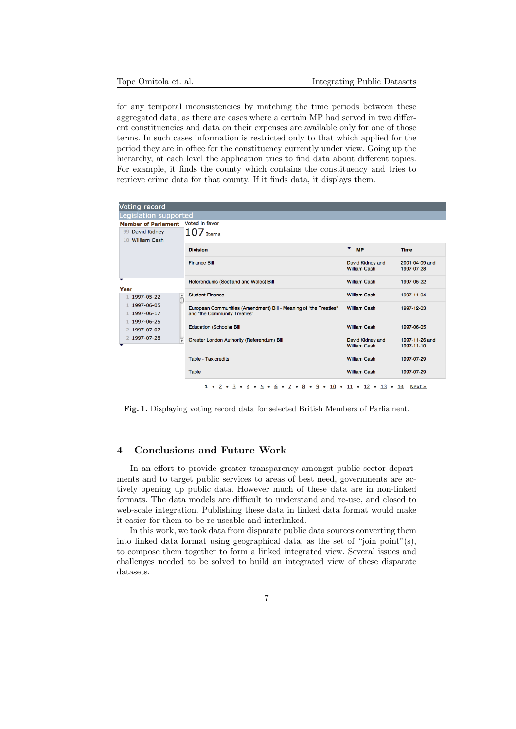for any temporal inconsistencies by matching the time periods between these aggregated data, as there are cases where a certain MP had served in two different constituencies and data on their expenses are available only for one of those terms. In such cases information is restricted only to that which applied for the period they are in office for the constituency currently under view. Going up the hierarchy, at each level the application tries to find data about different topics. For example, it finds the county which contains the constituency and tries to retrieve crime data for that county. If it finds data, it displays them.

Voting record

Legislation supported

| Member of Parlament | |
|---|---|
| 99 | David Kidney |
| 10 | William Cash |

| Year | |
|---|---|
| 1 | 1997-05-22 |
| 1 | 1997-06-05 |
| 1 | 1997-06-17 |
| 1 | 1997-06-25 |
| 2 | 1997-07-07 |
| 2 | 1997-07-28 |

Voted in favor

107 Items

| Division | MP | Time |
|---|---|---|
| Finance Bill | David Kidney and William Cash | 2001-04-09 and 1997-07-28 |
| Referendums (Scotland and Wales) Bill | William Cash | 1997-05-22 |
| Student Finance | William Cash | 1997-11-04 |
| European Communities (Amendment) Bill - Meaning of "the Treaties" and "the Community Treaties" | William Cash | 1997-12-03 |
| Education (Schools) Bill | William Cash | 1997-06-05 |
| Greater London Authority (Referendum) Bill | David Kidney and William Cash | 1997-11-26 and 1997-11-10 |
| Table - Tax credits | William Cash | 1997-07-29 |
| Table | William Cash | 1997-07-29 |

1 • 2 • 3 • 4 • 5 • 6 • 7 • 8 • 9 • 10 • 11 • 12 • 13 • 14 Next »

**Fig. 1.** Displaying voting record data for selected British Members of Parliament.

## 4 Conclusions and Future Work

In an effort to provide greater transparency amongst public sector departments and to target public services to areas of best need, governments are actively opening up public data. However much of these data are in non-linked formats. The data models are difficult to understand and re-use, and closed to web-scale integration. Publishing these data in linked data format would make it easier for them to be re-useable and interlinked.

In this work, we took data from disparate public data sources converting them into linked data format using geographical data, as the set of "join point"(s), to compose them together to form a linked integrated view. Several issues and challenges needed to be solved to build an integrated view of these disparate datasets.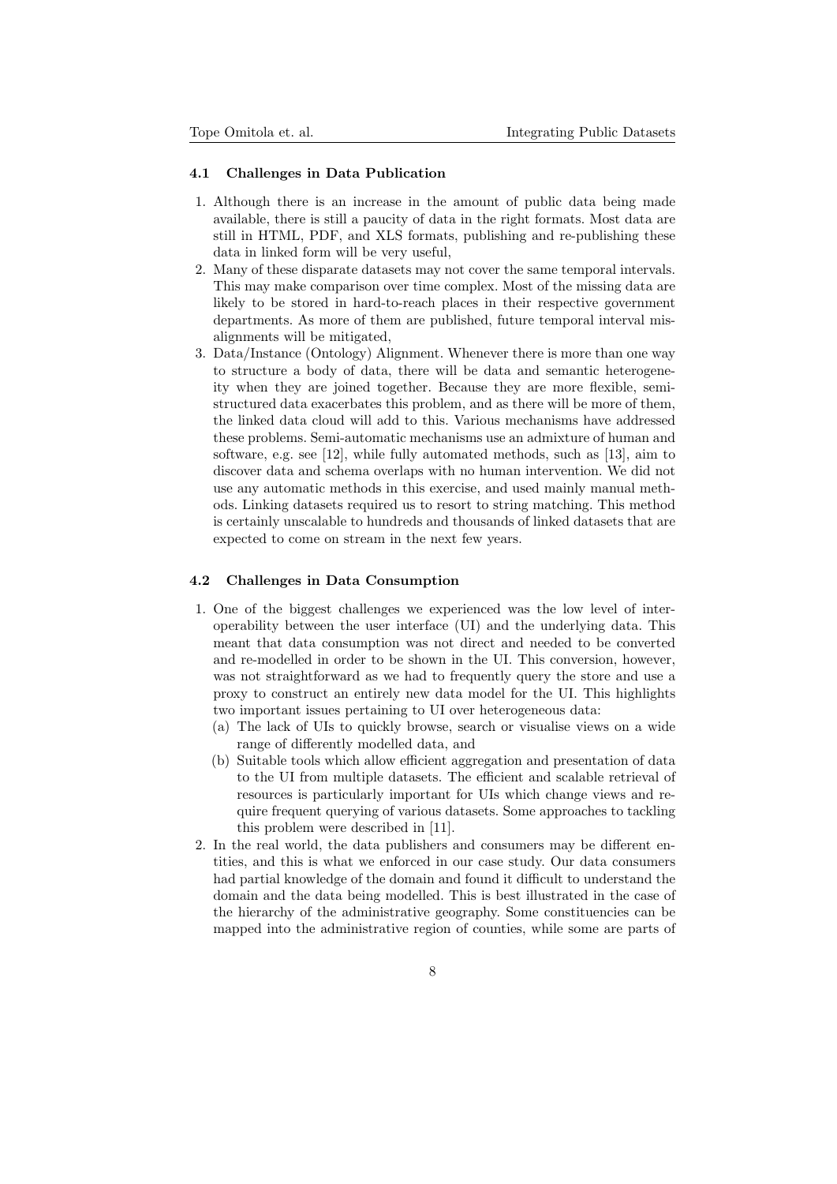### 4.1 Challenges in Data Publication

1. Although there is an increase in the amount of public data being made available, there is still a paucity of data in the right formats. Most data are still in HTML, PDF, and XLS formats, publishing and re-publishing these data in linked form will be very useful,
2. Many of these disparate datasets may not cover the same temporal intervals. This may make comparison over time complex. Most of the missing data are likely to be stored in hard-to-reach places in their respective government departments. As more of them are published, future temporal interval misalignments will be mitigated,
3. Data/Instance (Ontology) Alignment. Whenever there is more than one way to structure a body of data, there will be data and semantic heterogeneity when they are joined together. Because they are more flexible, semi-structured data exacerbates this problem, and as there will be more of them, the linked data cloud will add to this. Various mechanisms have addressed these problems. Semi-automatic mechanisms use an admixture of human and software, e.g. see [12], while fully automated methods, such as [13], aim to discover data and schema overlaps with no human intervention. We did not use any automatic methods in this exercise, and used mainly manual methods. Linking datasets required us to resort to string matching. This method is certainly unscalable to hundreds and thousands of linked datasets that are expected to come on stream in the next few years.

### 4.2 Challenges in Data Consumption

1. One of the biggest challenges we experienced was the low level of interoperability between the user interface (UI) and the underlying data. This meant that data consumption was not direct and needed to be converted and re-modelled in order to be shown in the UI. This conversion, however, was not straightforward as we had to frequently query the store and use a proxy to construct an entirely new data model for the UI. This highlights two important issues pertaining to UI over heterogeneous data:
   (a) The lack of UIs to quickly browse, search or visualise views on a wide range of differently modelled data, and
   (b) Suitable tools which allow efficient aggregation and presentation of data to the UI from multiple datasets. The efficient and scalable retrieval of resources is particularly important for UIs which change views and require frequent querying of various datasets. Some approaches to tackling this problem were described in [11].
2. In the real world, the data publishers and consumers may be different entities, and this is what we enforced in our case study. Our data consumers had partial knowledge of the domain and found it difficult to understand the domain and the data being modelled. This is best illustrated in the case of the hierarchy of the administrative geography. Some constituencies can be mapped into the administrative region of counties, while some are parts of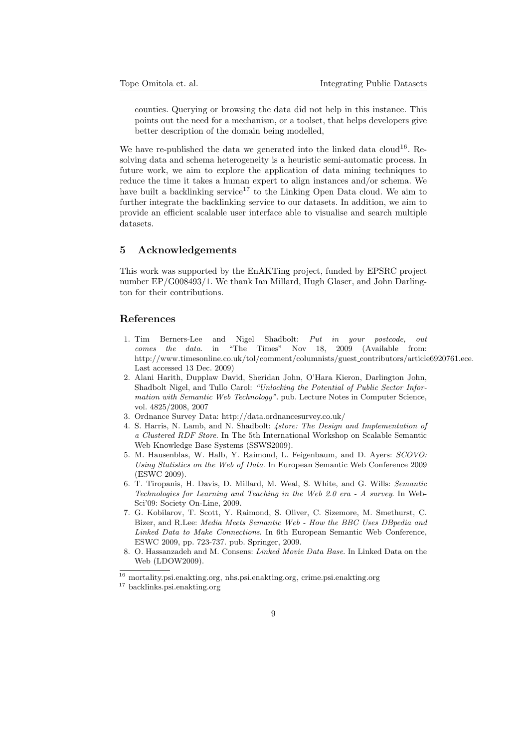counties. Querying or browsing the data did not help in this instance. This points out the need for a mechanism, or a toolset, that helps developers give better description of the domain being modelled,

We have re-published the data we generated into the linked data cloud[16]. Resolving data and schema heterogeneity is a heuristic semi-automatic process. In future work, we aim to explore the application of data mining techniques to reduce the time it takes a human expert to align instances and/or schema. We have built a backlinking service[17] to the Linking Open Data cloud. We aim to further integrate the backlinking service to our datasets. In addition, we aim to provide an efficient scalable user interface able to visualise and search multiple datasets.

## 5 Acknowledgements

This work was supported by the EnAKTing project, funded by EPSRC project number EP/G008493/1. We thank Ian Millard, Hugh Glaser, and John Darlington for their contributions.

## References

1. Tim Berners-Lee and Nigel Shadbolt: *Put in your postcode, out comes the data*. in "The Times" Nov 18, 2009 (Available from: http://www.timesonline.co.uk/tol/comment/columnists/guest_contributors/article6920761.ece. Last accessed 13 Dec. 2009)
2. Alani Harith, Dupplaw David, Sheridan John, O'Hara Kieron, Darlington John, Shadbolt Nigel, and Tullo Carol: *"Unlocking the Potential of Public Sector Information with Semantic Web Technology"*. pub. Lecture Notes in Computer Science, vol. 4825/2008, 2007
3. Ordnance Survey Data: http://data.ordnancesurvey.co.uk/
4. S. Harris, N. Lamb, and N. Shadbolt: *4store: The Design and Implementation of a Clustered RDF Store*. In The 5th International Workshop on Scalable Semantic Web Knowledge Base Systems (SSWS2009).
5. M. Hausenblas, W. Halb, Y. Raimond, L. Feigenbaum, and D. Ayers: *SCOVO: Using Statistics on the Web of Data*. In European Semantic Web Conference 2009 (ESWC 2009).
6. T. Tiropanis, H. Davis, D. Millard, M. Weal, S. White, and G. Wills: *Semantic Technologies for Learning and Teaching in the Web 2.0 era - A survey*. In WebSci'09: Society On-Line, 2009.
7. G. Kobilarov, T. Scott, Y. Raimond, S. Oliver, C. Sizemore, M. Smethurst, C. Bizer, and R.Lee: *Media Meets Semantic Web - How the BBC Uses DBpedia and Linked Data to Make Connections*. In 6th European Semantic Web Conference, ESWC 2009, pp. 723-737. pub. Springer, 2009.
8. O. Hassanzadeh and M. Consens: *Linked Movie Data Base*. In Linked Data on the Web (LDOW2009).

[16] mortality.psi.enakting.org, nhs.psi.enakting.org, crime.psi.enakting.org

[17] backlinks.psi.enakting.org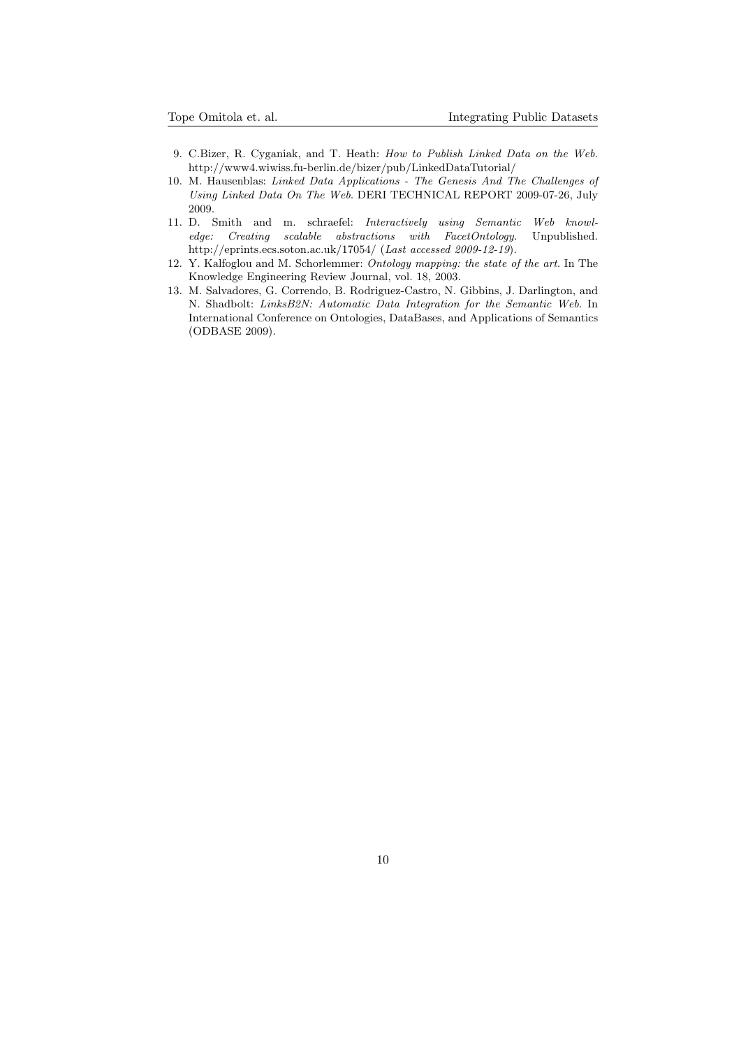9. C.Bizer, R. Cyganiak, and T. Heath: *How to Publish Linked Data on the Web*. http://www4.wiwiss.fu-berlin.de/bizer/pub/LinkedDataTutorial/
10. M. Hausenblas: *Linked Data Applications - The Genesis And The Challenges of Using Linked Data On The Web*. DERI TECHNICAL REPORT 2009-07-26, July 2009.
11. D. Smith and m. schraefel: *Interactively using Semantic Web knowledge: Creating scalable abstractions with FacetOntology*. Unpublished. http://eprints.ecs.soton.ac.uk/17054/ (*Last accessed 2009-12-19*).
12. Y. Kalfoglou and M. Schorlemmer: *Ontology mapping: the state of the art*. In The Knowledge Engineering Review Journal, vol. 18, 2003.
13. M. Salvadores, G. Correndo, B. Rodriguez-Castro, N. Gibbins, J. Darlington, and N. Shadbolt: *LinksB2N: Automatic Data Integration for the Semantic Web*. In International Conference on Ontologies, DataBases, and Applications of Semantics (ODBASE 2009).